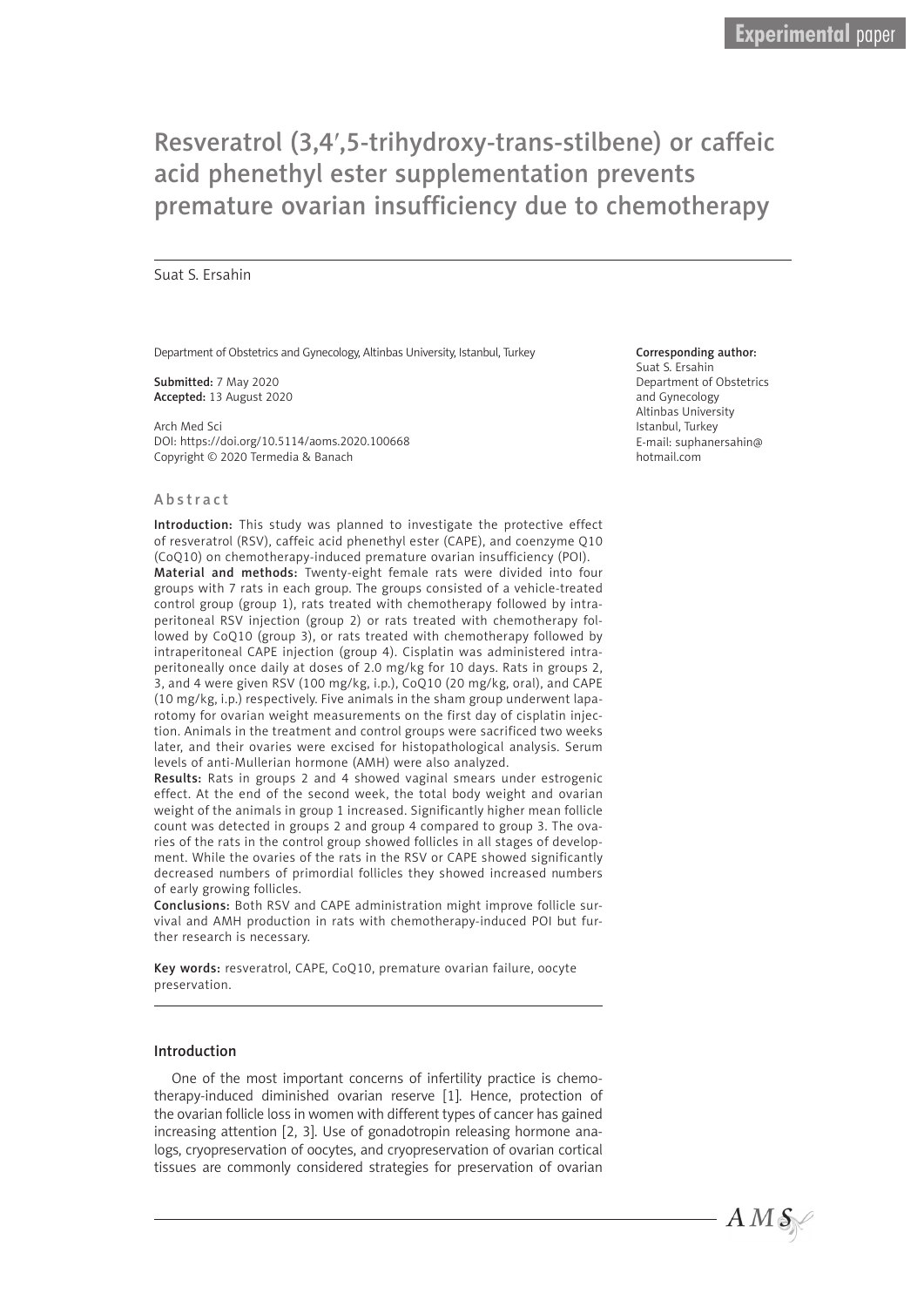Experimental paper

# Resveratrol (3,4′,5-trihydroxy-trans-stilbene) or caffeic acid phenethyl ester supplementation prevents premature ovarian insufficiency due to chemotherapy

Suat S. Ersahin

Department of Obstetrics and Gynecology, Altinbas University, Istanbul, Turkey

**Submitted:** 7 May 2020
**Accepted:** 13 August 2020

Arch Med Sci
DOI: https://doi.org/10.5114/aoms.2020.100668
Copyright © 2020 Termedia & Banach

**Corresponding author:**
Suat S. Ersahin
Department of Obstetrics and Gynecology
Altinbas University
Istanbul, Turkey
E-mail: suphanersahin@hotmail.com

## Abstract

**Introduction:** This study was planned to investigate the protective effect of resveratrol (RSV), caffeic acid phenethyl ester (CAPE), and coenzyme Q10 (CoQ10) on chemotherapy-induced premature ovarian insufficiency (POI).

**Material and methods:** Twenty-eight female rats were divided into four groups with 7 rats in each group. The groups consisted of a vehicle-treated control group (group 1), rats treated with chemotherapy followed by intraperitoneal RSV injection (group 2) or rats treated with chemotherapy followed by CoQ10 (group 3), or rats treated with chemotherapy followed by intraperitoneal CAPE injection (group 4). Cisplatin was administered intraperitoneally once daily at doses of 2.0 mg/kg for 10 days. Rats in groups 2, 3, and 4 were given RSV (100 mg/kg, i.p.), CoQ10 (20 mg/kg, oral), and CAPE (10 mg/kg, i.p.) respectively. Five animals in the sham group underwent laparotomy for ovarian weight measurements on the first day of cisplatin injection. Animals in the treatment and control groups were sacrificed two weeks later, and their ovaries were excised for histopathological analysis. Serum levels of anti-Mullerian hormone (AMH) were also analyzed.

**Results:** Rats in groups 2 and 4 showed vaginal smears under estrogenic effect. At the end of the second week, the total body weight and ovarian weight of the animals in group 1 increased. Significantly higher mean follicle count was detected in groups 2 and group 4 compared to group 3. The ovaries of the rats in the control group showed follicles in all stages of development. While the ovaries of the rats in the RSV or CAPE showed significantly decreased numbers of primordial follicles they showed increased numbers of early growing follicles.

**Conclusions:** Both RSV and CAPE administration might improve follicle survival and AMH production in rats with chemotherapy-induced POI but further research is necessary.

**Key words:** resveratrol, CAPE, CoQ10, premature ovarian failure, oocyte preservation.

## Introduction

One of the most important concerns of infertility practice is chemotherapy-induced diminished ovarian reserve [1]. Hence, protection of the ovarian follicle loss in women with different types of cancer has gained increasing attention [2, 3]. Use of gonadotropin releasing hormone analogs, cryopreservation of oocytes, and cryopreservation of ovarian cortical tissues are commonly considered strategies for preservation of ovarian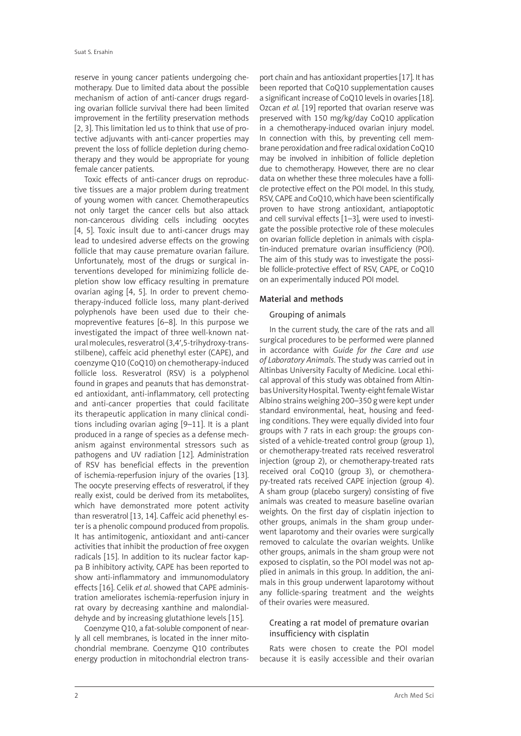reserve in young cancer patients undergoing chemotherapy. Due to limited data about the possible mechanism of action of anti-cancer drugs regarding ovarian follicle survival there had been limited improvement in the fertility preservation methods [2, 3]. This limitation led us to think that use of protective adjuvants with anti-cancer properties may prevent the loss of follicle depletion during chemotherapy and they would be appropriate for young female cancer patients.

Toxic effects of anti-cancer drugs on reproductive tissues are a major problem during treatment of young women with cancer. Chemotherapeutics not only target the cancer cells but also attack non-cancerous dividing cells including oocytes [4, 5]. Toxic insult due to anti-cancer drugs may lead to undesired adverse effects on the growing follicle that may cause premature ovarian failure. Unfortunately, most of the drugs or surgical interventions developed for minimizing follicle depletion show low efficacy resulting in premature ovarian aging [4, 5]. In order to prevent chemotherapy-induced follicle loss, many plant-derived polyphenols have been used due to their chemopreventive features [6–8]. In this purpose we investigated the impact of three well-known natural molecules, resveratrol (3,4′,5-trihydroxy-trans-stilbene), caffeic acid phenethyl ester (CAPE), and coenzyme Q10 (CoQ10) on chemotherapy-induced follicle loss. Resveratrol (RSV) is a polyphenol found in grapes and peanuts that has demonstrated antioxidant, anti-inflammatory, cell protecting and anti-cancer properties that could facilitate its therapeutic application in many clinical conditions including ovarian aging [9–11]. It is a plant produced in a range of species as a defense mechanism against environmental stressors such as pathogens and UV radiation [12]. Administration of RSV has beneficial effects in the prevention of ischemia-reperfusion injury of the ovaries [13]. The oocyte preserving effects of resveratrol, if they really exist, could be derived from its metabolites, which have demonstrated more potent activity than resveratrol [13, 14]. Caffeic acid phenethyl ester is a phenolic compound produced from propolis. It has antimitogenic, antioxidant and anti-cancer activities that inhibit the production of free oxygen radicals [15]. In addition to its nuclear factor kappa B inhibitory activity, CAPE has been reported to show anti-inflammatory and immunomodulatory effects [16]. Celik *et al*. showed that CAPE administration ameliorates ischemia-reperfusion injury in rat ovary by decreasing xanthine and malondialdehyde and by increasing glutathione levels [15].

Coenzyme Q10, a fat-soluble component of nearly all cell membranes, is located in the inner mitochondrial membrane. Coenzyme Q10 contributes energy production in mitochondrial electron transport chain and has antioxidant properties [17]. It has been reported that CoQ10 supplementation causes a significant increase of CoQ10 levels in ovaries [18]. Ozcan *et al.* [19] reported that ovarian reserve was preserved with 150 mg/kg/day CoQ10 application in a chemotherapy-induced ovarian injury model. In connection with this, by preventing cell membrane peroxidation and free radical oxidation CoQ10 may be involved in inhibition of follicle depletion due to chemotherapy. However, there are no clear data on whether these three molecules have a follicle protective effect on the POI model. In this study, RSV, CAPE and CoQ10, which have been scientifically proven to have strong antioxidant, antiapoptotic and cell survival effects [1–3], were used to investigate the possible protective role of these molecules on ovarian follicle depletion in animals with cisplatin-induced premature ovarian insufficiency (POI). The aim of this study was to investigate the possible follicle-protective effect of RSV, CAPE, or CoQ10 on an experimentally induced POI model.

## Material and methods

### Grouping of animals

In the current study, the care of the rats and all surgical procedures to be performed were planned in accordance with *Guide for the Care and use of Laboratory Animals*. The study was carried out in Altinbas University Faculty of Medicine. Local ethical approval of this study was obtained from Altinbas University Hospital. Twenty-eight female Wistar Albino strains weighing 200–350 g were kept under standard environmental, heat, housing and feeding conditions. They were equally divided into four groups with 7 rats in each group: the groups consisted of a vehicle-treated control group (group 1), or chemotherapy-treated rats received resveratrol injection (group 2), or chemotherapy-treated rats received oral CoQ10 (group 3), or chemotherapy-treated rats received CAPE injection (group 4). A sham group (placebo surgery) consisting of five animals was created to measure baseline ovarian weights. On the first day of cisplatin injection to other groups, animals in the sham group underwent laparotomy and their ovaries were surgically removed to calculate the ovarian weights. Unlike other groups, animals in the sham group were not exposed to cisplatin, so the POI model was not applied in animals in this group. In addition, the animals in this group underwent laparotomy without any follicle-sparing treatment and the weights of their ovaries were measured.

### Creating a rat model of premature ovarian insufficiency with cisplatin

Rats were chosen to create the POI model because it is easily accessible and their ovarian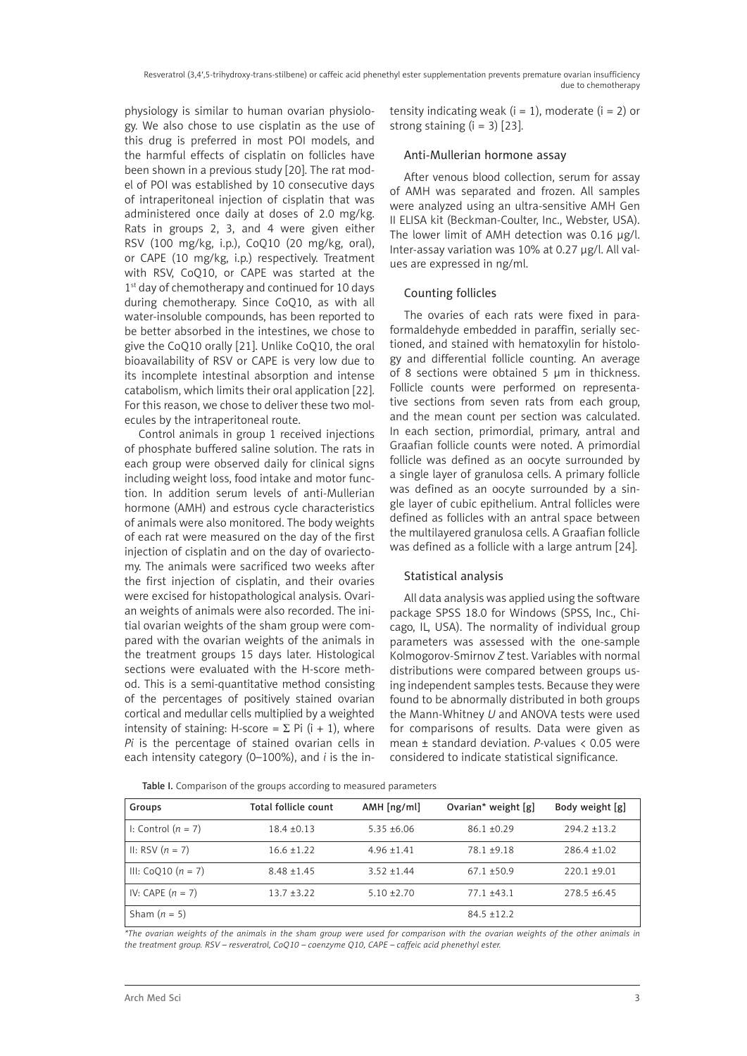physiology is similar to human ovarian physiology. We also chose to use cisplatin as the use of this drug is preferred in most POI models, and the harmful effects of cisplatin on follicles have been shown in a previous study [20]. The rat model of POI was established by 10 consecutive days of intraperitoneal injection of cisplatin that was administered once daily at doses of 2.0 mg/kg. Rats in groups 2, 3, and 4 were given either RSV (100 mg/kg, i.p.), CoQ10 (20 mg/kg, oral), or CAPE (10 mg/kg, i.p.) respectively. Treatment with RSV, CoQ10, or CAPE was started at the 1st day of chemotherapy and continued for 10 days during chemotherapy. Since CoQ10, as with all water-insoluble compounds, has been reported to be better absorbed in the intestines, we chose to give the CoQ10 orally [21]. Unlike CoQ10, the oral bioavailability of RSV or CAPE is very low due to its incomplete intestinal absorption and intense catabolism, which limits their oral application [22]. For this reason, we chose to deliver these two molecules by the intraperitoneal route.

Control animals in group 1 received injections of phosphate buffered saline solution. The rats in each group were observed daily for clinical signs including weight loss, food intake and motor function. In addition serum levels of anti-Mullerian hormone (AMH) and estrous cycle characteristics of animals were also monitored. The body weights of each rat were measured on the day of the first injection of cisplatin and on the day of ovariectomy. The animals were sacrificed two weeks after the first injection of cisplatin, and their ovaries were excised for histopathological analysis. Ovarian weights of animals were also recorded. The initial ovarian weights of the sham group were compared with the ovarian weights of the animals in the treatment groups 15 days later. Histological sections were evaluated with the H-score method. This is a semi-quantitative method consisting of the percentages of positively stained ovarian cortical and medullar cells multiplied by a weighted intensity of staining: H-score = $\Sigma$ Pi (i + 1), where *Pi* is the percentage of stained ovarian cells in each intensity category (0–100%), and *i* is the intensity indicating weak (i = 1), moderate (i = 2) or strong staining (i = 3) [23].

### Anti-Mullerian hormone assay

After venous blood collection, serum for assay of AMH was separated and frozen. All samples were analyzed using an ultra-sensitive AMH Gen II ELISA kit (Beckman-Coulter, Inc., Webster, USA). The lower limit of AMH detection was 0.16 µg/l. Inter-assay variation was 10% at 0.27 µg/l. All values are expressed in ng/ml.

### Counting follicles

The ovaries of each rats were fixed in paraformaldehyde embedded in paraffin, serially sectioned, and stained with hematoxylin for histology and differential follicle counting. An average of 8 sections were obtained 5 µm in thickness. Follicle counts were performed on representative sections from seven rats from each group, and the mean count per section was calculated. In each section, primordial, primary, antral and Graafian follicle counts were noted. A primordial follicle was defined as an oocyte surrounded by a single layer of granulosa cells. A primary follicle was defined as an oocyte surrounded by a single layer of cubic epithelium. Antral follicles were defined as follicles with an antral space between the multilayered granulosa cells. A Graafian follicle was defined as a follicle with a large antrum [24].

### Statistical analysis

All data analysis was applied using the software package SPSS 18.0 for Windows (SPSS, Inc., Chicago, IL, USA). The normality of individual group parameters was assessed with the one-sample Kolmogorov-Smirnov *Z* test. Variables with normal distributions were compared between groups using independent samples tests. Because they were found to be abnormally distributed in both groups the Mann-Whitney *U* and ANOVA tests were used for comparisons of results. Data were given as mean ± standard deviation. *P*-values < 0.05 were considered to indicate statistical significance.

**Table I.** Comparison of the groups according to measured parameters

| Groups | Total follicle count | AMH [ng/ml] | Ovarian* weight [g] | Body weight [g] |
|---|---|---|---|---|
| I: Control (*n* = 7) | 18.4 ±0.13 | 5.35 ±6.06 | 86.1 ±0.29 | 294.2 ±13.2 |
| II: RSV (*n* = 7) | 16.6 ±1.22 | 4.96 ±1.41 | 78.1 ±9.18 | 286.4 ±1.02 |
| III: CoQ10 (*n* = 7) | 8.48 ±1.45 | 3.52 ±1.44 | 67.1 ±50.9 | 220.1 ±9.01 |
| IV: CAPE (*n* = 7) | 13.7 ±3.22 | 5.10 ±2.70 | 77.1 ±43.1 | 278.5 ±6.45 |
| Sham (*n* = 5) | | | 84.5 ±12.2 | |

*\*The ovarian weights of the animals in the sham group were used for comparison with the ovarian weights of the other animals in the treatment group. RSV – resveratrol, CoQ10 – coenzyme Q10, CAPE – caffeic acid phenethyl ester.*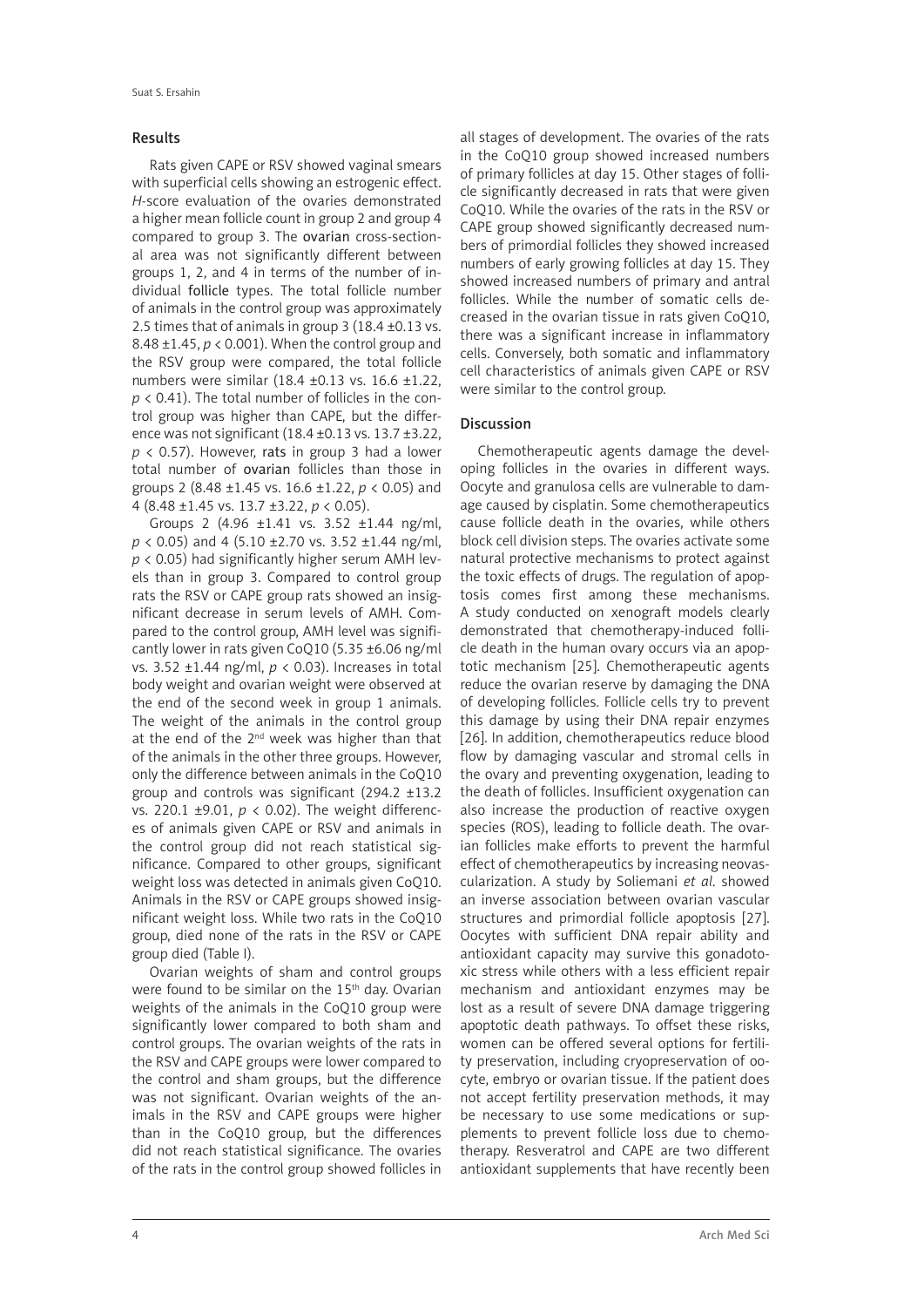## Results

Rats given CAPE or RSV showed vaginal smears with superficial cells showing an estrogenic effect. *H*-score evaluation of the ovaries demonstrated a higher mean follicle count in group 2 and group 4 compared to group 3. The ovarian cross-sectional area was not significantly different between groups 1, 2, and 4 in terms of the number of individual follicle types. The total follicle number of animals in the control group was approximately 2.5 times that of animals in group 3 (18.4 ±0.13 vs. 8.48 ±1.45, $p < 0.001$). When the control group and the RSV group were compared, the total follicle numbers were similar (18.4 ±0.13 vs. 16.6 ±1.22, $p < 0.41$). The total number of follicles in the control group was higher than CAPE, but the difference was not significant (18.4 ±0.13 vs. 13.7 ±3.22, $p < 0.57$). However, rats in group 3 had a lower total number of ovarian follicles than those in groups 2 (8.48 ±1.45 vs. 16.6 ±1.22, $p < 0.05$) and 4 (8.48 ±1.45 vs. 13.7 ±3.22, $p < 0.05$).

Groups 2 (4.96 ±1.41 vs. 3.52 ±1.44 ng/ml, $p < 0.05$) and 4 (5.10 ±2.70 vs. 3.52 ±1.44 ng/ml, $p < 0.05$) had significantly higher serum AMH levels than in group 3. Compared to control group rats the RSV or CAPE group rats showed an insignificant decrease in serum levels of AMH. Compared to the control group, AMH level was significantly lower in rats given CoQ10 (5.35 ±6.06 ng/ml vs. 3.52 ±1.44 ng/ml, $p < 0.03$). Increases in total body weight and ovarian weight were observed at the end of the second week in group 1 animals. The weight of the animals in the control group at the end of the 2nd week was higher than that of the animals in the other three groups. However, only the difference between animals in the CoQ10 group and controls was significant (294.2 ±13.2 vs. 220.1 ±9.01, $p < 0.02$). The weight differences of animals given CAPE or RSV and animals in the control group did not reach statistical significance. Compared to other groups, significant weight loss was detected in animals given CoQ10. Animals in the RSV or CAPE groups showed insignificant weight loss. While two rats in the CoQ10 group, died none of the rats in the RSV or CAPE group died (Table I).

Ovarian weights of sham and control groups were found to be similar on the 15th day. Ovarian weights of the animals in the CoQ10 group were significantly lower compared to both sham and control groups. The ovarian weights of the rats in the RSV and CAPE groups were lower compared to the control and sham groups, but the difference was not significant. Ovarian weights of the animals in the RSV and CAPE groups were higher than in the CoQ10 group, but the differences did not reach statistical significance. The ovaries of the rats in the control group showed follicles in all stages of development. The ovaries of the rats in the CoQ10 group showed increased numbers of primary follicles at day 15. Other stages of follicle significantly decreased in rats that were given CoQ10. While the ovaries of the rats in the RSV or CAPE group showed significantly decreased numbers of primordial follicles they showed increased numbers of early growing follicles at day 15. They showed increased numbers of primary and antral follicles. While the number of somatic cells decreased in the ovarian tissue in rats given CoQ10, there was a significant increase in inflammatory cells. Conversely, both somatic and inflammatory cell characteristics of animals given CAPE or RSV were similar to the control group.

## Discussion

Chemotherapeutic agents damage the developing follicles in the ovaries in different ways. Oocyte and granulosa cells are vulnerable to damage caused by cisplatin. Some chemotherapeutics cause follicle death in the ovaries, while others block cell division steps. The ovaries activate some natural protective mechanisms to protect against the toxic effects of drugs. The regulation of apoptosis comes first among these mechanisms. A study conducted on xenograft models clearly demonstrated that chemotherapy-induced follicle death in the human ovary occurs via an apoptotic mechanism [25]. Chemotherapeutic agents reduce the ovarian reserve by damaging the DNA of developing follicles. Follicle cells try to prevent this damage by using their DNA repair enzymes [26]. In addition, chemotherapeutics reduce blood flow by damaging vascular and stromal cells in the ovary and preventing oxygenation, leading to the death of follicles. Insufficient oxygenation can also increase the production of reactive oxygen species (ROS), leading to follicle death. The ovarian follicles make efforts to prevent the harmful effect of chemotherapeutics by increasing neovascularization. A study by Soliemani *et al.* showed an inverse association between ovarian vascular structures and primordial follicle apoptosis [27]. Oocytes with sufficient DNA repair ability and antioxidant capacity may survive this gonadotoxic stress while others with a less efficient repair mechanism and antioxidant enzymes may be lost as a result of severe DNA damage triggering apoptotic death pathways. To offset these risks, women can be offered several options for fertility preservation, including cryopreservation of oocyte, embryo or ovarian tissue. If the patient does not accept fertility preservation methods, it may be necessary to use some medications or supplements to prevent follicle loss due to chemotherapy. Resveratrol and CAPE are two different antioxidant supplements that have recently been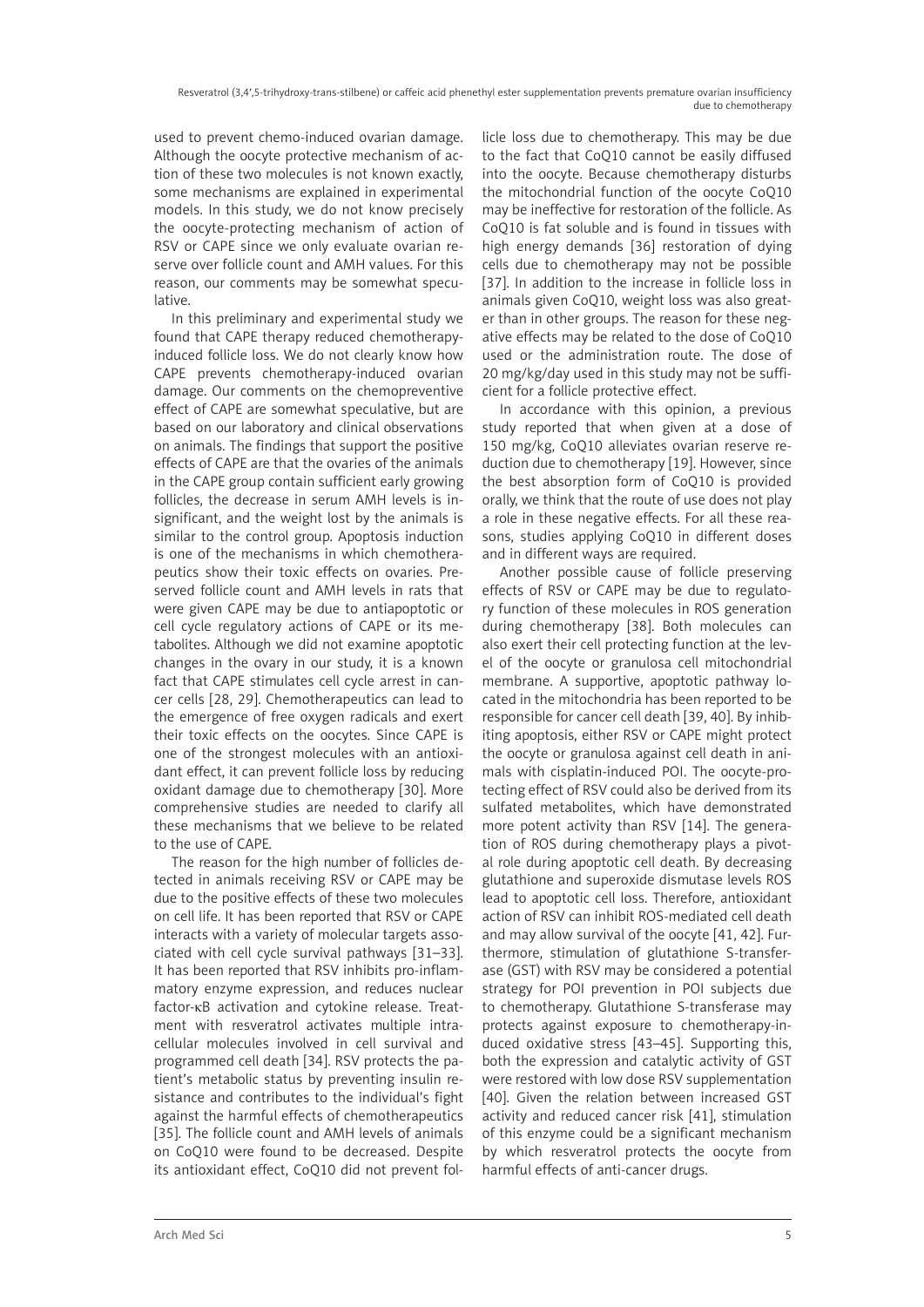used to prevent chemo-induced ovarian damage. Although the oocyte protective mechanism of action of these two molecules is not known exactly, some mechanisms are explained in experimental models. In this study, we do not know precisely the oocyte-protecting mechanism of action of RSV or CAPE since we only evaluate ovarian reserve over follicle count and AMH values. For this reason, our comments may be somewhat speculative.

In this preliminary and experimental study we found that CAPE therapy reduced chemotherapy-induced follicle loss. We do not clearly know how CAPE prevents chemotherapy-induced ovarian damage. Our comments on the chemopreventive effect of CAPE are somewhat speculative, but are based on our laboratory and clinical observations on animals. The findings that support the positive effects of CAPE are that the ovaries of the animals in the CAPE group contain sufficient early growing follicles, the decrease in serum AMH levels is insignificant, and the weight lost by the animals is similar to the control group. Apoptosis induction is one of the mechanisms in which chemotherapeutics show their toxic effects on ovaries. Preserved follicle count and AMH levels in rats that were given CAPE may be due to antiapoptotic or cell cycle regulatory actions of CAPE or its metabolites. Although we did not examine apoptotic changes in the ovary in our study, it is a known fact that CAPE stimulates cell cycle arrest in cancer cells [28, 29]. Chemotherapeutics can lead to the emergence of free oxygen radicals and exert their toxic effects on the oocytes. Since CAPE is one of the strongest molecules with an antioxidant effect, it can prevent follicle loss by reducing oxidant damage due to chemotherapy [30]. More comprehensive studies are needed to clarify all these mechanisms that we believe to be related to the use of CAPE.

The reason for the high number of follicles detected in animals receiving RSV or CAPE may be due to the positive effects of these two molecules on cell life. It has been reported that RSV or CAPE interacts with a variety of molecular targets associated with cell cycle survival pathways [31–33]. It has been reported that RSV inhibits pro-inflammatory enzyme expression, and reduces nuclear factor-κB activation and cytokine release. Treatment with resveratrol activates multiple intracellular molecules involved in cell survival and programmed cell death [34]. RSV protects the patient's metabolic status by preventing insulin resistance and contributes to the individual's fight against the harmful effects of chemotherapeutics [35]. The follicle count and AMH levels of animals on CoQ10 were found to be decreased. Despite its antioxidant effect, CoQ10 did not prevent follicle loss due to chemotherapy. This may be due to the fact that CoQ10 cannot be easily diffused into the oocyte. Because chemotherapy disturbs the mitochondrial function of the oocyte CoQ10 may be ineffective for restoration of the follicle. As CoQ10 is fat soluble and is found in tissues with high energy demands [36] restoration of dying cells due to chemotherapy may not be possible [37]. In addition to the increase in follicle loss in animals given CoQ10, weight loss was also greater than in other groups. The reason for these negative effects may be related to the dose of CoQ10 used or the administration route. The dose of 20 mg/kg/day used in this study may not be sufficient for a follicle protective effect.

In accordance with this opinion, a previous study reported that when given at a dose of 150 mg/kg, CoQ10 alleviates ovarian reserve reduction due to chemotherapy [19]. However, since the best absorption form of CoQ10 is provided orally, we think that the route of use does not play a role in these negative effects. For all these reasons, studies applying CoQ10 in different doses and in different ways are required.

Another possible cause of follicle preserving effects of RSV or CAPE may be due to regulatory function of these molecules in ROS generation during chemotherapy [38]. Both molecules can also exert their cell protecting function at the level of the oocyte or granulosa cell mitochondrial membrane. A supportive, apoptotic pathway located in the mitochondria has been reported to be responsible for cancer cell death [39, 40]. By inhibiting apoptosis, either RSV or CAPE might protect the oocyte or granulosa against cell death in animals with cisplatin-induced POI. The oocyte-protecting effect of RSV could also be derived from its sulfated metabolites, which have demonstrated more potent activity than RSV [14]. The generation of ROS during chemotherapy plays a pivotal role during apoptotic cell death. By decreasing glutathione and superoxide dismutase levels ROS lead to apoptotic cell loss. Therefore, antioxidant action of RSV can inhibit ROS-mediated cell death and may allow survival of the oocyte [41, 42]. Furthermore, stimulation of glutathione S-transferase (GST) with RSV may be considered a potential strategy for POI prevention in POI subjects due to chemotherapy. Glutathione S-transferase may protects against exposure to chemotherapy-induced oxidative stress [43–45]. Supporting this, both the expression and catalytic activity of GST were restored with low dose RSV supplementation [40]. Given the relation between increased GST activity and reduced cancer risk [41], stimulation of this enzyme could be a significant mechanism by which resveratrol protects the oocyte from harmful effects of anti-cancer drugs.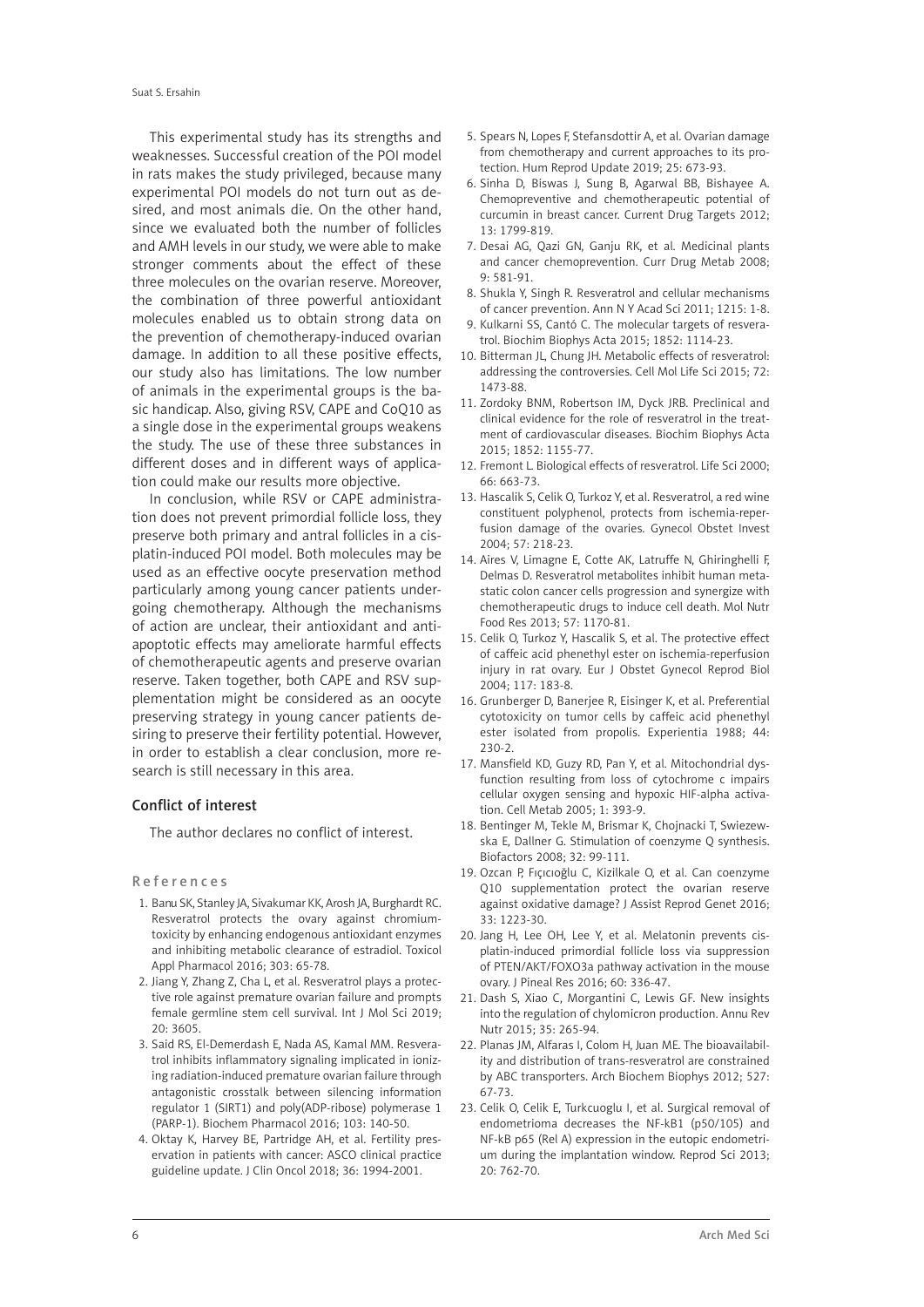This experimental study has its strengths and weaknesses. Successful creation of the POI model in rats makes the study privileged, because many experimental POI models do not turn out as desired, and most animals die. On the other hand, since we evaluated both the number of follicles and AMH levels in our study, we were able to make stronger comments about the effect of these three molecules on the ovarian reserve. Moreover, the combination of three powerful antioxidant molecules enabled us to obtain strong data on the prevention of chemotherapy-induced ovarian damage. In addition to all these positive effects, our study also has limitations. The low number of animals in the experimental groups is the basic handicap. Also, giving RSV, CAPE and CoQ10 as a single dose in the experimental groups weakens the study. The use of these three substances in different doses and in different ways of application could make our results more objective.

In conclusion, while RSV or CAPE administration does not prevent primordial follicle loss, they preserve both primary and antral follicles in a cisplatin-induced POI model. Both molecules may be used as an effective oocyte preservation method particularly among young cancer patients undergoing chemotherapy. Although the mechanisms of action are unclear, their antioxidant and anti-apoptotic effects may ameliorate harmful effects of chemotherapeutic agents and preserve ovarian reserve. Taken together, both CAPE and RSV supplementation might be considered as an oocyte preserving strategy in young cancer patients desiring to preserve their fertility potential. However, in order to establish a clear conclusion, more research is still necessary in this area.

## Conflict of interest

The author declares no conflict of interest.

## References

1. Banu SK, Stanley JA, Sivakumar KK, Arosh JA, Burghardt RC. Resveratrol protects the ovary against chromium-toxicity by enhancing endogenous antioxidant enzymes and inhibiting metabolic clearance of estradiol. Toxicol Appl Pharmacol 2016; 303: 65-78.
2. Jiang Y, Zhang Z, Cha L, et al. Resveratrol plays a protective role against premature ovarian failure and prompts female germline stem cell survival. Int J Mol Sci 2019; 20: 3605.
3. Said RS, El-Demerdash E, Nada AS, Kamal MM. Resveratrol inhibits inflammatory signaling implicated in ionizing radiation-induced premature ovarian failure through antagonistic crosstalk between silencing information regulator 1 (SIRT1) and poly(ADP-ribose) polymerase 1 (PARP-1). Biochem Pharmacol 2016; 103: 140-50.
4. Oktay K, Harvey BE, Partridge AH, et al. Fertility preservation in patients with cancer: ASCO clinical practice guideline update. J Clin Oncol 2018; 36: 1994-2001.
5. Spears N, Lopes F, Stefansdottir A, et al. Ovarian damage from chemotherapy and current approaches to its protection. Hum Reprod Update 2019; 25: 673-93.
6. Sinha D, Biswas J, Sung B, Agarwal BB, Bishayee A. Chemopreventive and chemotherapeutic potential of curcumin in breast cancer. Current Drug Targets 2012; 13: 1799-819.
7. Desai AG, Qazi GN, Ganju RK, et al. Medicinal plants and cancer chemoprevention. Curr Drug Metab 2008; 9: 581-91.
8. Shukla Y, Singh R. Resveratrol and cellular mechanisms of cancer prevention. Ann N Y Acad Sci 2011; 1215: 1-8.
9. Kulkarni SS, Cantó C. The molecular targets of resveratrol. Biochim Biophys Acta 2015; 1852: 1114-23.
10. Bitterman JL, Chung JH. Metabolic effects of resveratrol: addressing the controversies. Cell Mol Life Sci 2015; 72: 1473-88.
11. Zordoky BNM, Robertson IM, Dyck JRB. Preclinical and clinical evidence for the role of resveratrol in the treatment of cardiovascular diseases. Biochim Biophys Acta 2015; 1852: 1155-77.
12. Fremont L. Biological effects of resveratrol. Life Sci 2000; 66: 663-73.
13. Hascalik S, Celik O, Turkoz Y, et al. Resveratrol, a red wine constituent polyphenol, protects from ischemia-reperfusion damage of the ovaries. Gynecol Obstet Invest 2004; 57: 218-23.
14. Aires V, Limagne E, Cotte AK, Latruffe N, Ghiringhelli F, Delmas D. Resveratrol metabolites inhibit human metastatic colon cancer cells progression and synergize with chemotherapeutic drugs to induce cell death. Mol Nutr Food Res 2013; 57: 1170-81.
15. Celik O, Turkoz Y, Hascalik S, et al. The protective effect of caffeic acid phenethyl ester on ischemia-reperfusion injury in rat ovary. Eur J Obstet Gynecol Reprod Biol 2004; 117: 183-8.
16. Grunberger D, Banerjee R, Eisinger K, et al. Preferential cytotoxicity on tumor cells by caffeic acid phenethyl ester isolated from propolis. Experientia 1988; 44: 230-2.
17. Mansfield KD, Guzy RD, Pan Y, et al. Mitochondrial dysfunction resulting from loss of cytochrome c impairs cellular oxygen sensing and hypoxic HIF-alpha activation. Cell Metab 2005; 1: 393-9.
18. Bentinger M, Tekle M, Brismar K, Chojnacki T, Swiezewska E, Dallner G. Stimulation of coenzyme Q synthesis. Biofactors 2008; 32: 99-111.
19. Ozcan P, Fıçıcıoğlu C, Kizilkale O, et al. Can coenzyme Q10 supplementation protect the ovarian reserve against oxidative damage? J Assist Reprod Genet 2016; 33: 1223-30.
20. Jang H, Lee OH, Lee Y, et al. Melatonin prevents cisplatin-induced primordial follicle loss via suppression of PTEN/AKT/FOXO3a pathway activation in the mouse ovary. J Pineal Res 2016; 60: 336-47.
21. Dash S, Xiao C, Morgantini C, Lewis GF. New insights into the regulation of chylomicron production. Annu Rev Nutr 2015; 35: 265-94.
22. Planas JM, Alfaras I, Colom H, Juan ME. The bioavailability and distribution of trans-resveratrol are constrained by ABC transporters. Arch Biochem Biophys 2012; 527: 67-73.
23. Celik O, Celik E, Turkcuoglu I, et al. Surgical removal of endometrioma decreases the NF-kB1 (p50/105) and NF-kB p65 (Rel A) expression in the eutopic endometrium during the implantation window. Reprod Sci 2013; 20: 762-70.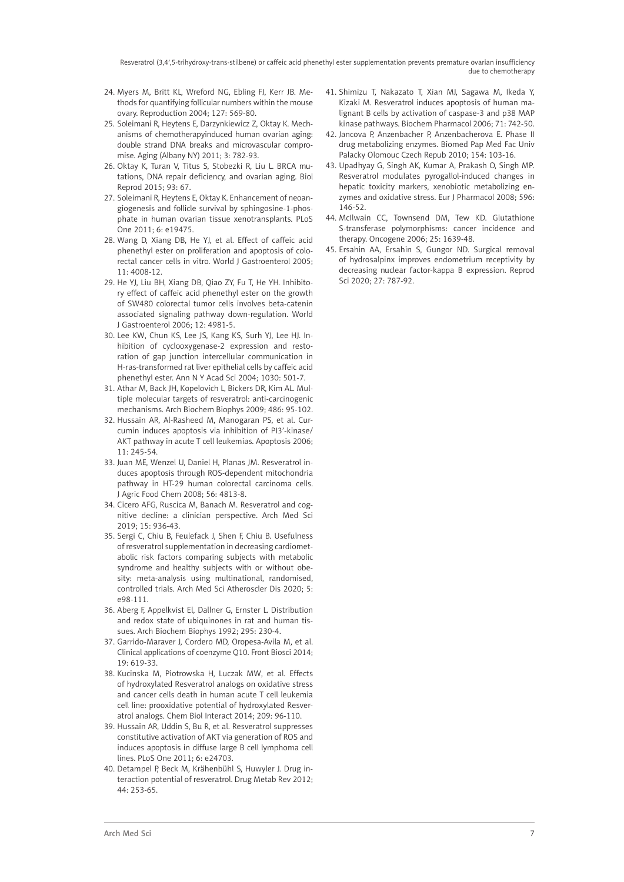24. Myers M, Britt KL, Wreford NG, Ebling FJ, Kerr JB. Methods for quantifying follicular numbers within the mouse ovary. Reproduction 2004; 127: 569-80.
25. Soleimani R, Heytens E, Darzynkiewicz Z, Oktay K. Mechanisms of chemotherapyinduced human ovarian aging: double strand DNA breaks and microvascular compromise. Aging (Albany NY) 2011; 3: 782-93.
26. Oktay K, Turan V, Titus S, Stobezki R, Liu L. BRCA mutations, DNA repair deficiency, and ovarian aging. Biol Reprod 2015; 93: 67.
27. Soleimani R, Heytens E, Oktay K. Enhancement of neoangiogenesis and follicle survival by sphingosine-1-phosphate in human ovarian tissue xenotransplants. PLoS One 2011; 6: e19475.
28. Wang D, Xiang DB, He YJ, et al. Effect of caffeic acid phenethyl ester on proliferation and apoptosis of colorectal cancer cells in vitro. World J Gastroenterol 2005; 11: 4008-12.
29. He YJ, Liu BH, Xiang DB, Qiao ZY, Fu T, He YH. Inhibitory effect of caffeic acid phenethyl ester on the growth of SW480 colorectal tumor cells involves beta-catenin associated signaling pathway down-regulation. World J Gastroenterol 2006; 12: 4981-5.
30. Lee KW, Chun KS, Lee JS, Kang KS, Surh YJ, Lee HJ. Inhibition of cyclooxygenase-2 expression and restoration of gap junction intercellular communication in H-ras-transformed rat liver epithelial cells by caffeic acid phenethyl ester. Ann N Y Acad Sci 2004; 1030: 501-7.
31. Athar M, Back JH, Kopelovich L, Bickers DR, Kim AL. Multiple molecular targets of resveratrol: anti-carcinogenic mechanisms. Arch Biochem Biophys 2009; 486: 95-102.
32. Hussain AR, Al-Rasheed M, Manogaran PS, et al. Curcumin induces apoptosis via inhibition of PI3'-kinase/AKT pathway in acute T cell leukemias. Apoptosis 2006; 11: 245-54.
33. Juan ME, Wenzel U, Daniel H, Planas JM. Resveratrol induces apoptosis through ROS-dependent mitochondria pathway in HT-29 human colorectal carcinoma cells. J Agric Food Chem 2008; 56: 4813-8.
34. Cicero AFG, Ruscica M, Banach M. Resveratrol and cognitive decline: a clinician perspective. Arch Med Sci 2019; 15: 936-43.
35. Sergi C, Chiu B, Feulefack J, Shen F, Chiu B. Usefulness of resveratrol supplementation in decreasing cardiometabolic risk factors comparing subjects with metabolic syndrome and healthy subjects with or without obesity: meta-analysis using multinational, randomised, controlled trials. Arch Med Sci Atheroscler Dis 2020; 5: e98-111.
36. Aberg F, Appelkvist EI, Dallner G, Ernster L. Distribution and redox state of ubiquinones in rat and human tissues. Arch Biochem Biophys 1992; 295: 230-4.
37. Garrido-Maraver J, Cordero MD, Oropesa-Avila M, et al. Clinical applications of coenzyme Q10. Front Biosci 2014; 19: 619-33.
38. Kucinska M, Piotrowska H, Luczak MW, et al. Effects of hydroxylated Resveratrol analogs on oxidative stress and cancer cells death in human acute T cell leukemia cell line: prooxidative potential of hydroxylated Resveratrol analogs. Chem Biol Interact 2014; 209: 96-110.
39. Hussain AR, Uddin S, Bu R, et al. Resveratrol suppresses constitutive activation of AKT via generation of ROS and induces apoptosis in diffuse large B cell lymphoma cell lines. PLoS One 2011; 6: e24703.
40. Detampel P, Beck M, Krähenbühl S, Huwyler J. Drug interaction potential of resveratrol. Drug Metab Rev 2012; 44: 253-65.
41. Shimizu T, Nakazato T, Xian MJ, Sagawa M, Ikeda Y, Kizaki M. Resveratrol induces apoptosis of human malignant B cells by activation of caspase-3 and p38 MAP kinase pathways. Biochem Pharmacol 2006; 71: 742-50.
42. Jancova P, Anzenbacher P, Anzenbacherova E. Phase II drug metabolizing enzymes. Biomed Pap Med Fac Univ Palacky Olomouc Czech Repub 2010; 154: 103-16.
43. Upadhyay G, Singh AK, Kumar A, Prakash O, Singh MP. Resveratrol modulates pyrogallol-induced changes in hepatic toxicity markers, xenobiotic metabolizing enzymes and oxidative stress. Eur J Pharmacol 2008; 596: 146-52.
44. McIlwain CC, Townsend DM, Tew KD. Glutathione S-transferase polymorphisms: cancer incidence and therapy. Oncogene 2006; 25: 1639-48.
45. Ersahin AA, Ersahin S, Gungor ND. Surgical removal of hydrosalpinx improves endometrium receptivity by decreasing nuclear factor-kappa B expression. Reprod Sci 2020; 27: 787-92.